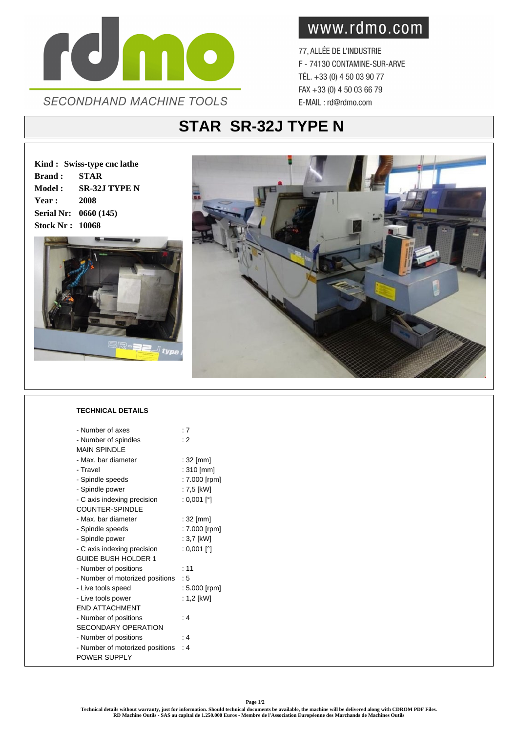rdmo

SECONDHAND MACHINE TOOLS

www.rdmo.com

77, ALLÉE DE L'INDUSTRIE
F - 74130 CONTAMINE-SUR-ARVE
TÉL. +33 (0) 4 50 03 90 77
FAX +33 (0) 4 50 03 66 79
E-MAIL : rd@rdmo.com

# STAR SR-32J TYPE N

**Kind :** **Swiss-type cnc lathe**
**Brand :** **STAR**
**Model :** **SR-32J TYPE N**
**Year :** **2008**
**Serial Nr:** **0660 (145)**
**Stock Nr :** **10068**

## TECHNICAL DETAILS

| | |
|---|---|
| - Number of axes | : 7 |
| - Number of spindles | : 2 |
| MAIN SPINDLE | |
| - Max. bar diameter | : 32 [mm] |
| - Travel | : 310 [mm] |
| - Spindle speeds | : 7.000 [rpm] |
| - Spindle power | : 7,5 [kW] |
| - C axis indexing precision | : 0,001 [°] |
| COUNTER-SPINDLE | |
| - Max. bar diameter | : 32 [mm] |
| - Spindle speeds | : 7.000 [rpm] |
| - Spindle power | : 3,7 [kW] |
| - C axis indexing precision | : 0,001 [°] |
| GUIDE BUSH HOLDER 1 | |
| - Number of positions | : 11 |
| - Number of motorized positions | : 5 |
| - Live tools speed | : 5.000 [rpm] |
| - Live tools power | : 1,2 [kW] |
| END ATTACHMENT | |
| - Number of positions | : 4 |
| SECONDARY OPERATION | |
| - Number of positions | : 4 |
| - Number of motorized positions | : 4 |
| POWER SUPPLY | |

**Technical details without warranty, just for information. Should technical documents be available, the machine will be delivered along with CDROM PDF Files.**
**RD Machine Outils - SAS au capital de 1.250.000 Euros - Membre de l'Association Européenne des Marchands de Machines Outils**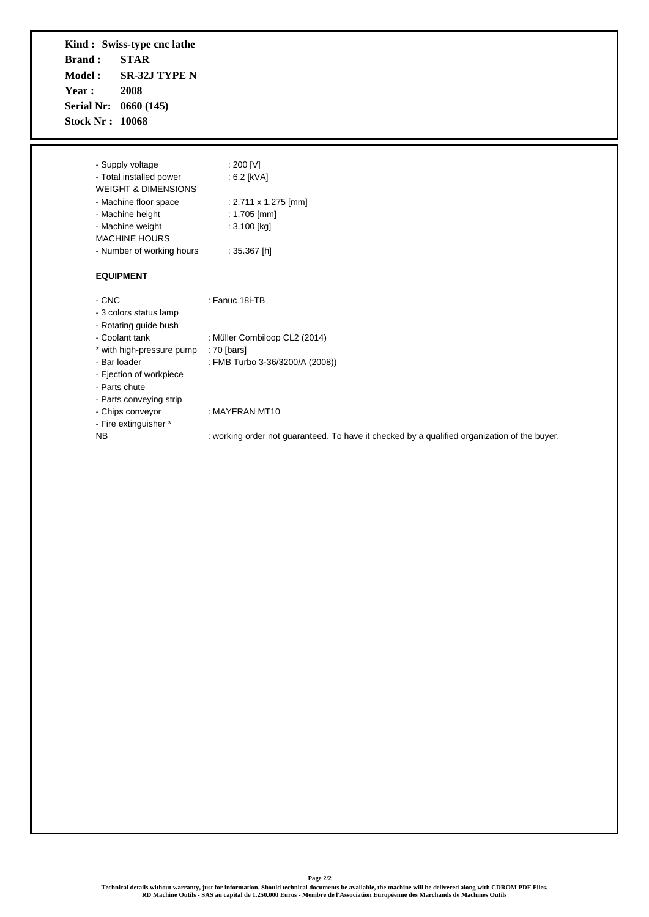**Kind : Swiss-type cnc lathe**
**Brand : STAR**
**Model : SR-32J TYPE N**
**Year : 2008**
**Serial Nr: 0660 (145)**
**Stock Nr : 10068**

| | |
|---|---|
| - Supply voltage | : 200 [V] |
| - Total installed power | : 6,2 [kVA] |
| WEIGHT & DIMENSIONS | |
| - Machine floor space | : 2.711 x 1.275 [mm] |
| - Machine height | : 1.705 [mm] |
| - Machine weight | : 3.100 [kg] |
| MACHINE HOURS | |
| - Number of working hours | : 35.367 [h] |

**EQUIPMENT**

| | |
|---|---|
| - CNC | : Fanuc 18i-TB |
| - 3 colors status lamp | |
| - Rotating guide bush | |
| - Coolant tank | : Müller Combiloop CL2 (2014) |
| * with high-pressure pump | : 70 [bars] |
| - Bar loader | : FMB Turbo 3-36/3200/A (2008)) |
| - Ejection of workpiece | |
| - Parts chute | |
| - Parts conveying strip | |
| - Chips conveyor | : MAYFRAN MT10 |
| - Fire extinguisher * | |
| NB | : working order not guaranteed. To have it checked by a qualified organization of the buyer. |

**Technical details without warranty, just for information. Should technical documents be available, the machine will be delivered along with CDROM PDF Files.**
**RD Machine Outils - SAS au capital de 1.250.000 Euros - Membre de l'Association Européenne des Marchands de Machines Outils**